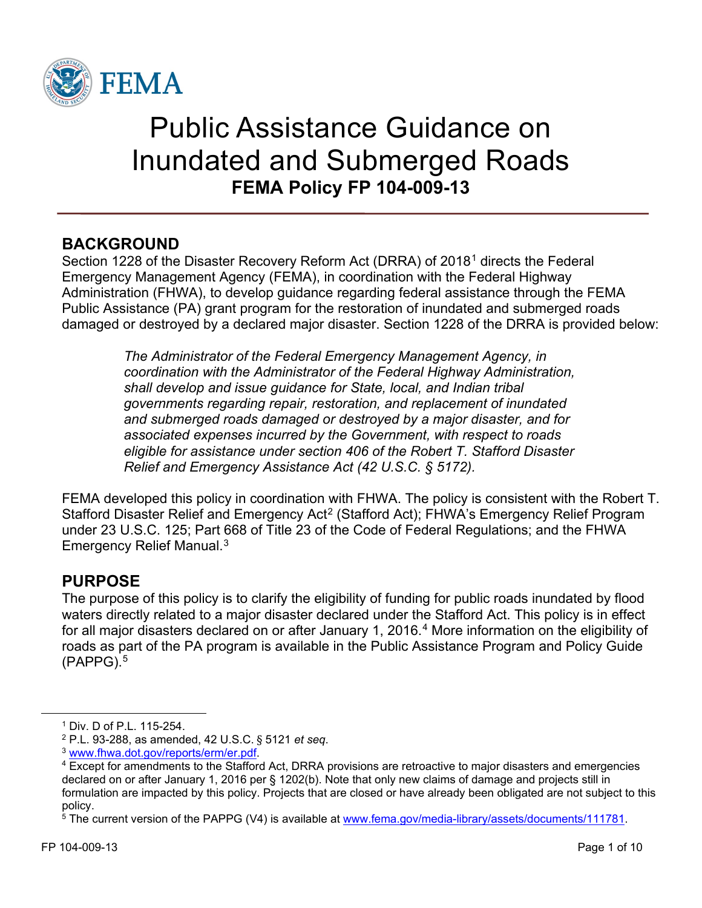# Public Assistance Guidance on Inundated and Submerged Roads

**FEMA Policy FP 104-009-13**

## BACKGROUND

Section 1228 of the Disaster Recovery Reform Act (DRRA) of 2018[1] directs the Federal Emergency Management Agency (FEMA), in coordination with the Federal Highway Administration (FHWA), to develop guidance regarding federal assistance through the FEMA Public Assistance (PA) grant program for the restoration of inundated and submerged roads damaged or destroyed by a declared major disaster. Section 1228 of the DRRA is provided below:

> *The Administrator of the Federal Emergency Management Agency, in coordination with the Administrator of the Federal Highway Administration, shall develop and issue guidance for State, local, and Indian tribal governments regarding repair, restoration, and replacement of inundated and submerged roads damaged or destroyed by a major disaster, and for associated expenses incurred by the Government, with respect to roads eligible for assistance under section 406 of the Robert T. Stafford Disaster Relief and Emergency Assistance Act (42 U.S.C. § 5172).*

FEMA developed this policy in coordination with FHWA. The policy is consistent with the Robert T. Stafford Disaster Relief and Emergency Act[2] (Stafford Act); FHWA's Emergency Relief Program under 23 U.S.C. 125; Part 668 of Title 23 of the Code of Federal Regulations; and the FHWA Emergency Relief Manual.[3]

## PURPOSE

The purpose of this policy is to clarify the eligibility of funding for public roads inundated by flood waters directly related to a major disaster declared under the Stafford Act. This policy is in effect for all major disasters declared on or after January 1, 2016.[4] More information on the eligibility of roads as part of the PA program is available in the Public Assistance Program and Policy Guide (PAPPG).[5]

---

[1] Div. D of P.L. 115-254.

[2] P.L. 93-288, as amended, 42 U.S.C. § 5121 *et seq*.

[3] www.fhwa.dot.gov/reports/erm/er.pdf.

[4] Except for amendments to the Stafford Act, DRRA provisions are retroactive to major disasters and emergencies declared on or after January 1, 2016 per § 1202(b). Note that only new claims of damage and projects still in formulation are impacted by this policy. Projects that are closed or have already been obligated are not subject to this policy.

[5] The current version of the PAPPG (V4) is available at www.fema.gov/media-library/assets/documents/111781.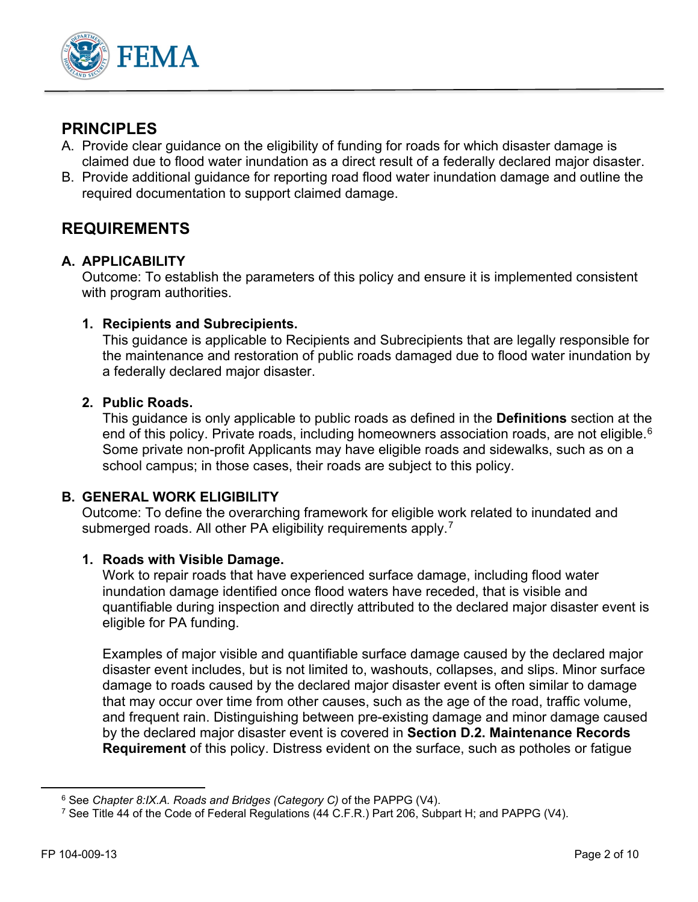## PRINCIPLES

A. Provide clear guidance on the eligibility of funding for roads for which disaster damage is claimed due to flood water inundation as a direct result of a federally declared major disaster.

B. Provide additional guidance for reporting road flood water inundation damage and outline the required documentation to support claimed damage.

## REQUIREMENTS

### A. APPLICABILITY

Outcome: To establish the parameters of this policy and ensure it is implemented consistent with program authorities.

#### 1. Recipients and Subrecipients.

This guidance is applicable to Recipients and Subrecipients that are legally responsible for the maintenance and restoration of public roads damaged due to flood water inundation by a federally declared major disaster.

#### 2. Public Roads.

This guidance is only applicable to public roads as defined in the **Definitions** section at the end of this policy. Private roads, including homeowners association roads, are not eligible.[6] Some private non-profit Applicants may have eligible roads and sidewalks, such as on a school campus; in those cases, their roads are subject to this policy.

### B. GENERAL WORK ELIGIBILITY

Outcome: To define the overarching framework for eligible work related to inundated and submerged roads. All other PA eligibility requirements apply.[7]

#### 1. Roads with Visible Damage.

Work to repair roads that have experienced surface damage, including flood water inundation damage identified once flood waters have receded, that is visible and quantifiable during inspection and directly attributed to the declared major disaster event is eligible for PA funding.

Examples of major visible and quantifiable surface damage caused by the declared major disaster event includes, but is not limited to, washouts, collapses, and slips. Minor surface damage to roads caused by the declared major disaster event is often similar to damage that may occur over time from other causes, such as the age of the road, traffic volume, and frequent rain. Distinguishing between pre-existing damage and minor damage caused by the declared major disaster event is covered in **Section D.2. Maintenance Records Requirement** of this policy. Distress evident on the surface, such as potholes or fatigue

---

[6] See *Chapter 8:IX.A. Roads and Bridges (Category C)* of the PAPPG (V4).

[7] See Title 44 of the Code of Federal Regulations (44 C.F.R.) Part 206, Subpart H; and PAPPG (V4).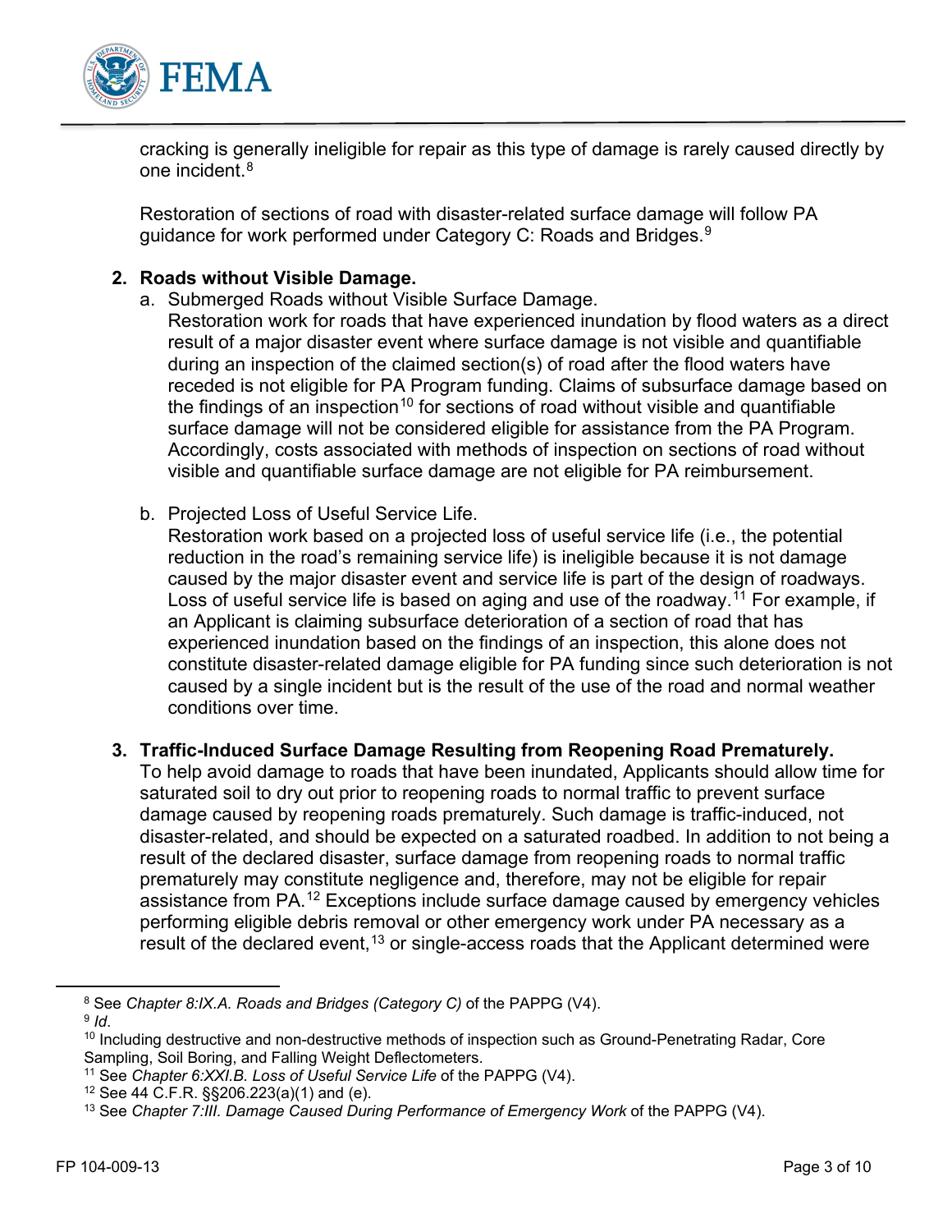cracking is generally ineligible for repair as this type of damage is rarely caused directly by one incident.[8]

Restoration of sections of road with disaster-related surface damage will follow PA guidance for work performed under Category C: Roads and Bridges.[9]

2. **Roads without Visible Damage.**
   a. Submerged Roads without Visible Surface Damage.
   Restoration work for roads that have experienced inundation by flood waters as a direct result of a major disaster event where surface damage is not visible and quantifiable during an inspection of the claimed section(s) of road after the flood waters have receded is not eligible for PA Program funding. Claims of subsurface damage based on the findings of an inspection[10] for sections of road without visible and quantifiable surface damage will not be considered eligible for assistance from the PA Program. Accordingly, costs associated with methods of inspection on sections of road without visible and quantifiable surface damage are not eligible for PA reimbursement.

   b. Projected Loss of Useful Service Life.
   Restoration work based on a projected loss of useful service life (i.e., the potential reduction in the road's remaining service life) is ineligible because it is not damage caused by the major disaster event and service life is part of the design of roadways. Loss of useful service life is based on aging and use of the roadway.[11] For example, if an Applicant is claiming subsurface deterioration of a section of road that has experienced inundation based on the findings of an inspection, this alone does not constitute disaster-related damage eligible for PA funding since such deterioration is not caused by a single incident but is the result of the use of the road and normal weather conditions over time.

3. **Traffic-Induced Surface Damage Resulting from Reopening Road Prematurely.**
   To help avoid damage to roads that have been inundated, Applicants should allow time for saturated soil to dry out prior to reopening roads to normal traffic to prevent surface damage caused by reopening roads prematurely. Such damage is traffic-induced, not disaster-related, and should be expected on a saturated roadbed. In addition to not being a result of the declared disaster, surface damage from reopening roads to normal traffic prematurely may constitute negligence and, therefore, may not be eligible for repair assistance from PA.[12] Exceptions include surface damage caused by emergency vehicles performing eligible debris removal or other emergency work under PA necessary as a result of the declared event,[13] or single-access roads that the Applicant determined were

---

[8] See *Chapter 8:IX.A. Roads and Bridges (Category C)* of the PAPPG (V4).
[9] *Id*.
[10] Including destructive and non-destructive methods of inspection such as Ground-Penetrating Radar, Core Sampling, Soil Boring, and Falling Weight Deflectometers.
[11] See *Chapter 6:XXI.B. Loss of Useful Service Life* of the PAPPG (V4).
[12] See 44 C.F.R. §§206.223(a)(1) and (e).
[13] See *Chapter 7:III. Damage Caused During Performance of Emergency Work* of the PAPPG (V4).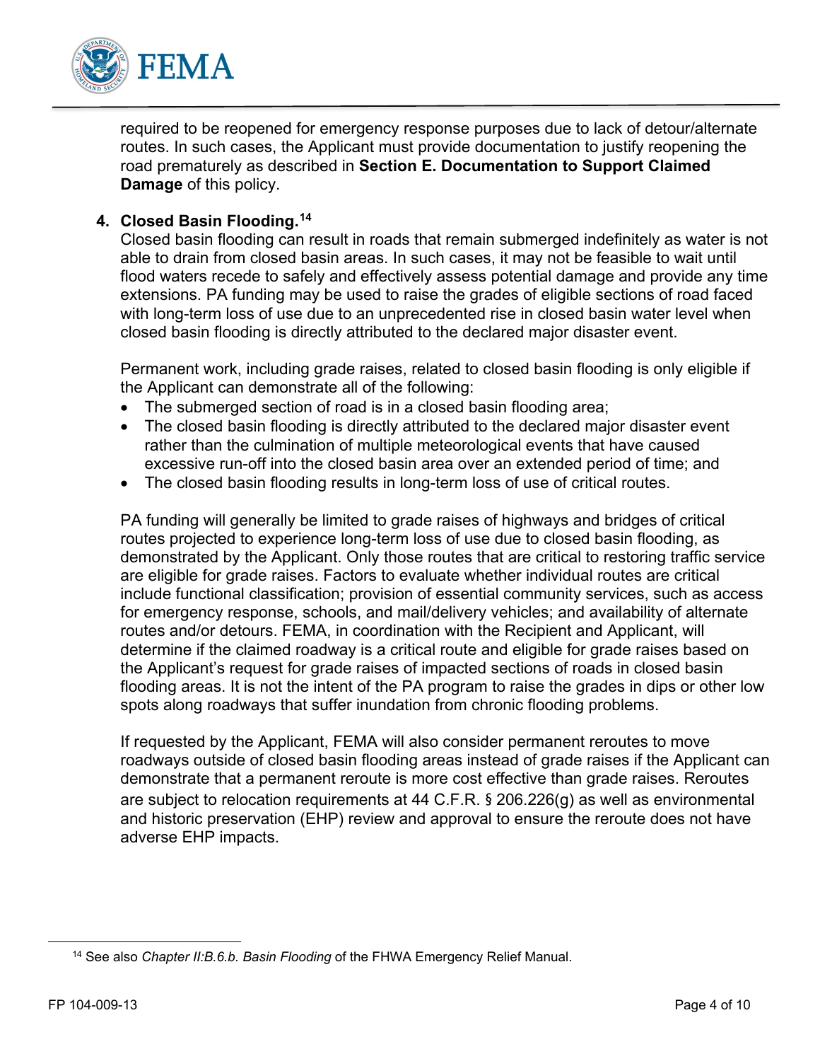required to be reopened for emergency response purposes due to lack of detour/alternate routes. In such cases, the Applicant must provide documentation to justify reopening the road prematurely as described in **Section E. Documentation to Support Claimed Damage** of this policy.

4. **Closed Basin Flooding.**[14]

   Closed basin flooding can result in roads that remain submerged indefinitely as water is not able to drain from closed basin areas. In such cases, it may not be feasible to wait until flood waters recede to safely and effectively assess potential damage and provide any time extensions. PA funding may be used to raise the grades of eligible sections of road faced with long-term loss of use due to an unprecedented rise in closed basin water level when closed basin flooding is directly attributed to the declared major disaster event.

   Permanent work, including grade raises, related to closed basin flooding is only eligible if the Applicant can demonstrate all of the following:

   - The submerged section of road is in a closed basin flooding area;
   - The closed basin flooding is directly attributed to the declared major disaster event rather than the culmination of multiple meteorological events that have caused excessive run-off into the closed basin area over an extended period of time; and
   - The closed basin flooding results in long-term loss of use of critical routes.

   PA funding will generally be limited to grade raises of highways and bridges of critical routes projected to experience long-term loss of use due to closed basin flooding, as demonstrated by the Applicant. Only those routes that are critical to restoring traffic service are eligible for grade raises. Factors to evaluate whether individual routes are critical include functional classification; provision of essential community services, such as access for emergency response, schools, and mail/delivery vehicles; and availability of alternate routes and/or detours. FEMA, in coordination with the Recipient and Applicant, will determine if the claimed roadway is a critical route and eligible for grade raises based on the Applicant's request for grade raises of impacted sections of roads in closed basin flooding areas. It is not the intent of the PA program to raise the grades in dips or other low spots along roadways that suffer inundation from chronic flooding problems.

   If requested by the Applicant, FEMA will also consider permanent reroutes to move roadways outside of closed basin flooding areas instead of grade raises if the Applicant can demonstrate that a permanent reroute is more cost effective than grade raises. Reroutes are subject to relocation requirements at 44 C.F.R. § 206.226(g) as well as environmental and historic preservation (EHP) review and approval to ensure the reroute does not have adverse EHP impacts.

---

[14] See also *Chapter II:B.6.b. Basin Flooding* of the FHWA Emergency Relief Manual.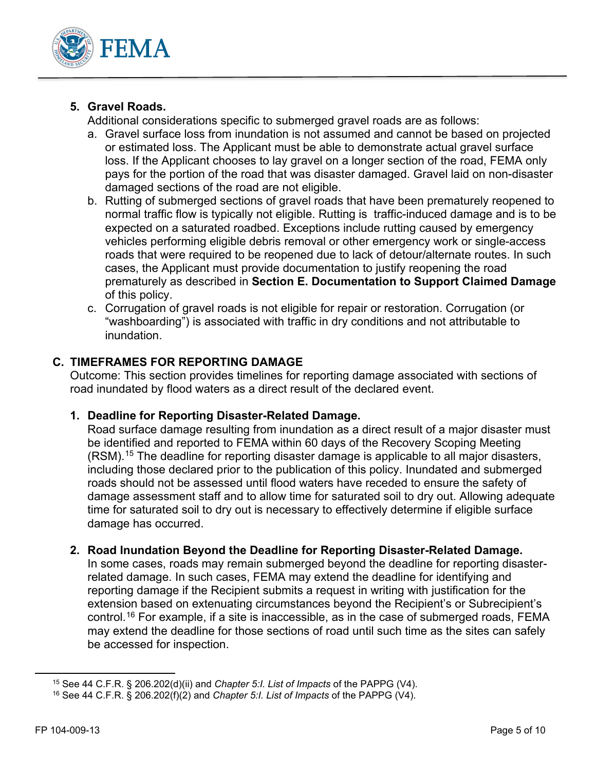5. **Gravel Roads.**

   Additional considerations specific to submerged gravel roads are as follows:

   a. Gravel surface loss from inundation is not assumed and cannot be based on projected or estimated loss. The Applicant must be able to demonstrate actual gravel surface loss. If the Applicant chooses to lay gravel on a longer section of the road, FEMA only pays for the portion of the road that was disaster damaged. Gravel laid on non-disaster damaged sections of the road are not eligible.

   b. Rutting of submerged sections of gravel roads that have been prematurely reopened to normal traffic flow is typically not eligible. Rutting is traffic-induced damage and is to be expected on a saturated roadbed. Exceptions include rutting caused by emergency vehicles performing eligible debris removal or other emergency work or single-access roads that were required to be reopened due to lack of detour/alternate routes. In such cases, the Applicant must provide documentation to justify reopening the road prematurely as described in **Section E. Documentation to Support Claimed Damage** of this policy.

   c. Corrugation of gravel roads is not eligible for repair or restoration. Corrugation (or "washboarding") is associated with traffic in dry conditions and not attributable to inundation.

## C. TIMEFRAMES FOR REPORTING DAMAGE

Outcome: This section provides timelines for reporting damage associated with sections of road inundated by flood waters as a direct result of the declared event.

1. **Deadline for Reporting Disaster-Related Damage.**

   Road surface damage resulting from inundation as a direct result of a major disaster must be identified and reported to FEMA within 60 days of the Recovery Scoping Meeting (RSM).[15] The deadline for reporting disaster damage is applicable to all major disasters, including those declared prior to the publication of this policy. Inundated and submerged roads should not be assessed until flood waters have receded to ensure the safety of damage assessment staff and to allow time for saturated soil to dry out. Allowing adequate time for saturated soil to dry out is necessary to effectively determine if eligible surface damage has occurred.

2. **Road Inundation Beyond the Deadline for Reporting Disaster-Related Damage.**

   In some cases, roads may remain submerged beyond the deadline for reporting disaster-related damage. In such cases, FEMA may extend the deadline for identifying and reporting damage if the Recipient submits a request in writing with justification for the extension based on extenuating circumstances beyond the Recipient's or Subrecipient's control.[16] For example, if a site is inaccessible, as in the case of submerged roads, FEMA may extend the deadline for those sections of road until such time as the sites can safely be accessed for inspection.

---

[15] See 44 C.F.R. § 206.202(d)(ii) and *Chapter 5:I. List of Impacts* of the PAPPG (V4).

[16] See 44 C.F.R. § 206.202(f)(2) and *Chapter 5:I. List of Impacts* of the PAPPG (V4).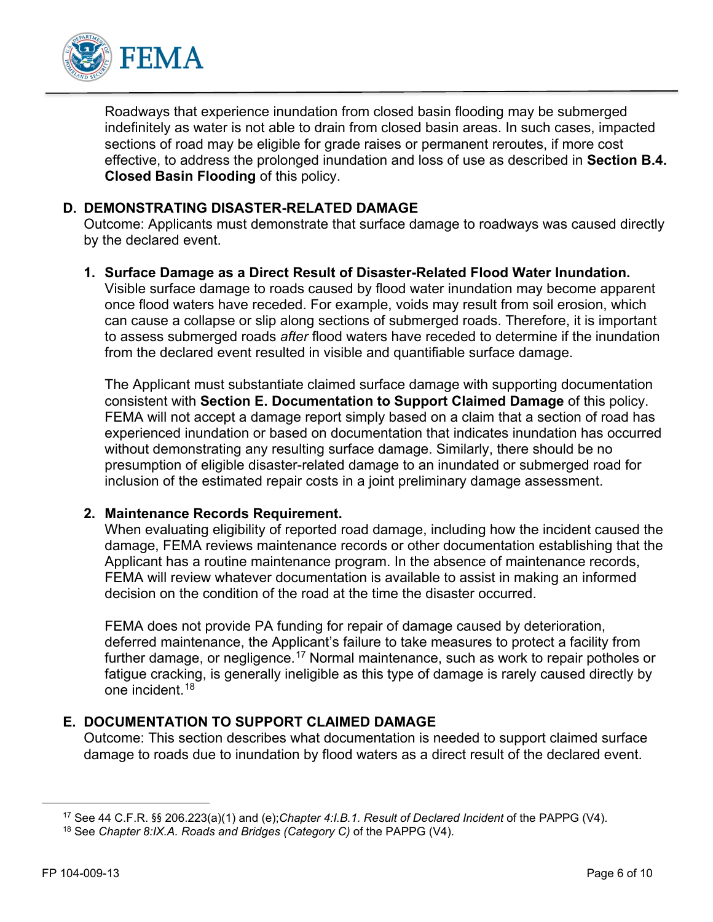Roadways that experience inundation from closed basin flooding may be submerged indefinitely as water is not able to drain from closed basin areas. In such cases, impacted sections of road may be eligible for grade raises or permanent reroutes, if more cost effective, to address the prolonged inundation and loss of use as described in **Section B.4. Closed Basin Flooding** of this policy.

## D. DEMONSTRATING DISASTER-RELATED DAMAGE

Outcome: Applicants must demonstrate that surface damage to roadways was caused directly by the declared event.

### 1. Surface Damage as a Direct Result of Disaster-Related Flood Water Inundation.

Visible surface damage to roads caused by flood water inundation may become apparent once flood waters have receded. For example, voids may result from soil erosion, which can cause a collapse or slip along sections of submerged roads. Therefore, it is important to assess submerged roads *after* flood waters have receded to determine if the inundation from the declared event resulted in visible and quantifiable surface damage.

The Applicant must substantiate claimed surface damage with supporting documentation consistent with **Section E. Documentation to Support Claimed Damage** of this policy. FEMA will not accept a damage report simply based on a claim that a section of road has experienced inundation or based on documentation that indicates inundation has occurred without demonstrating any resulting surface damage. Similarly, there should be no presumption of eligible disaster-related damage to an inundated or submerged road for inclusion of the estimated repair costs in a joint preliminary damage assessment.

### 2. Maintenance Records Requirement.

When evaluating eligibility of reported road damage, including how the incident caused the damage, FEMA reviews maintenance records or other documentation establishing that the Applicant has a routine maintenance program. In the absence of maintenance records, FEMA will review whatever documentation is available to assist in making an informed decision on the condition of the road at the time the disaster occurred.

FEMA does not provide PA funding for repair of damage caused by deterioration, deferred maintenance, the Applicant's failure to take measures to protect a facility from further damage, or negligence.[17] Normal maintenance, such as work to repair potholes or fatigue cracking, is generally ineligible as this type of damage is rarely caused directly by one incident.[18]

## E. DOCUMENTATION TO SUPPORT CLAIMED DAMAGE

Outcome: This section describes what documentation is needed to support claimed surface damage to roads due to inundation by flood waters as a direct result of the declared event.

---

[17] See 44 C.F.R. §§ 206.223(a)(1) and (e); *Chapter 4:I.B.1. Result of Declared Incident* of the PAPPG (V4).

[18] See *Chapter 8:IX.A. Roads and Bridges (Category C)* of the PAPPG (V4).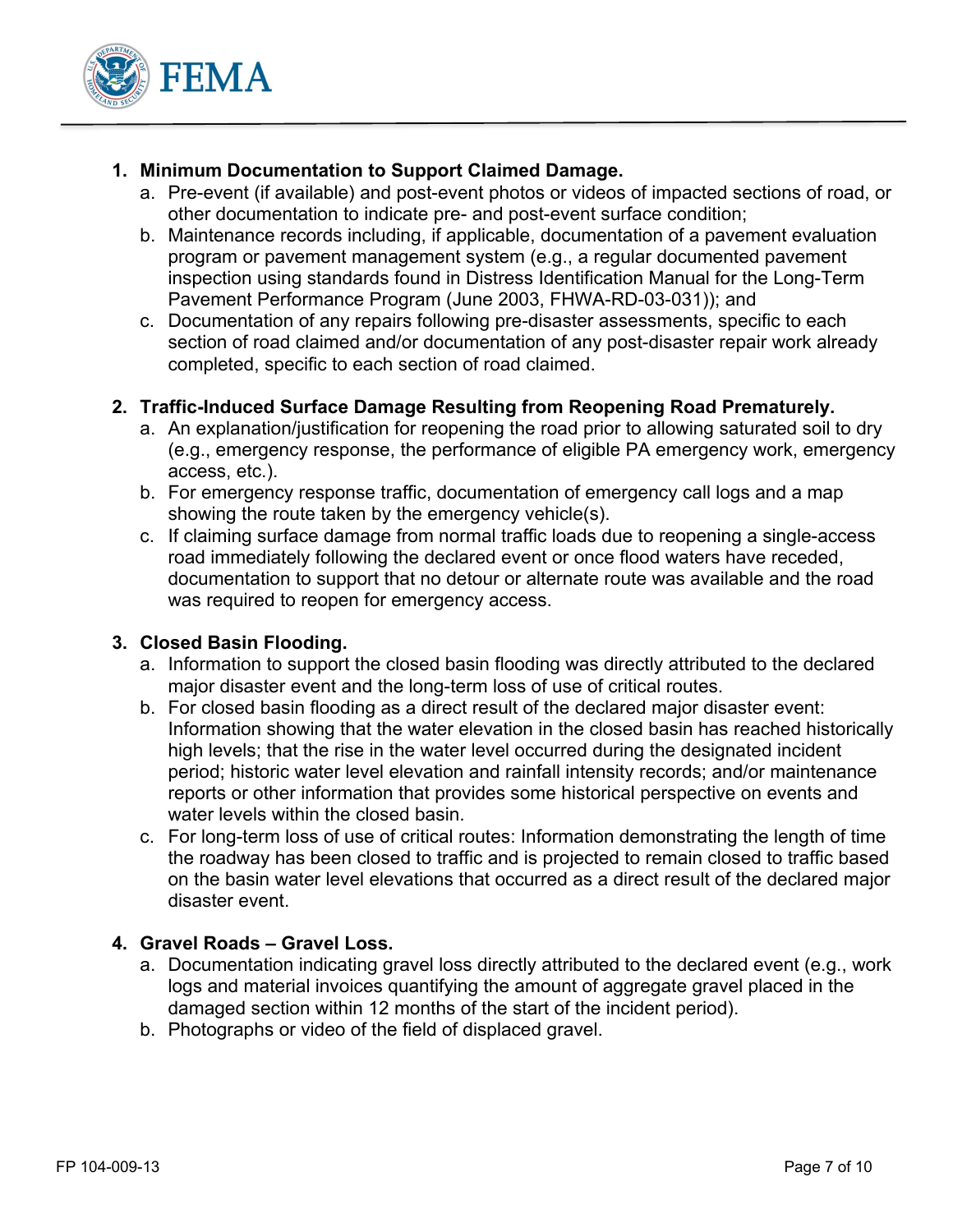1. **Minimum Documentation to Support Claimed Damage.**
   a. Pre-event (if available) and post-event photos or videos of impacted sections of road, or other documentation to indicate pre- and post-event surface condition;
   b. Maintenance records including, if applicable, documentation of a pavement evaluation program or pavement management system (e.g., a regular documented pavement inspection using standards found in Distress Identification Manual for the Long-Term Pavement Performance Program (June 2003, FHWA-RD-03-031)); and
   c. Documentation of any repairs following pre-disaster assessments, specific to each section of road claimed and/or documentation of any post-disaster repair work already completed, specific to each section of road claimed.

2. **Traffic-Induced Surface Damage Resulting from Reopening Road Prematurely.**
   a. An explanation/justification for reopening the road prior to allowing saturated soil to dry (e.g., emergency response, the performance of eligible PA emergency work, emergency access, etc.).
   b. For emergency response traffic, documentation of emergency call logs and a map showing the route taken by the emergency vehicle(s).
   c. If claiming surface damage from normal traffic loads due to reopening a single-access road immediately following the declared event or once flood waters have receded, documentation to support that no detour or alternate route was available and the road was required to reopen for emergency access.

3. **Closed Basin Flooding.**
   a. Information to support the closed basin flooding was directly attributed to the declared major disaster event and the long-term loss of use of critical routes.
   b. For closed basin flooding as a direct result of the declared major disaster event: Information showing that the water elevation in the closed basin has reached historically high levels; that the rise in the water level occurred during the designated incident period; historic water level elevation and rainfall intensity records; and/or maintenance reports or other information that provides some historical perspective on events and water levels within the closed basin.
   c. For long-term loss of use of critical routes: Information demonstrating the length of time the roadway has been closed to traffic and is projected to remain closed to traffic based on the basin water level elevations that occurred as a direct result of the declared major disaster event.

4. **Gravel Roads – Gravel Loss.**
   a. Documentation indicating gravel loss directly attributed to the declared event (e.g., work logs and material invoices quantifying the amount of aggregate gravel placed in the damaged section within 12 months of the start of the incident period).
   b. Photographs or video of the field of displaced gravel.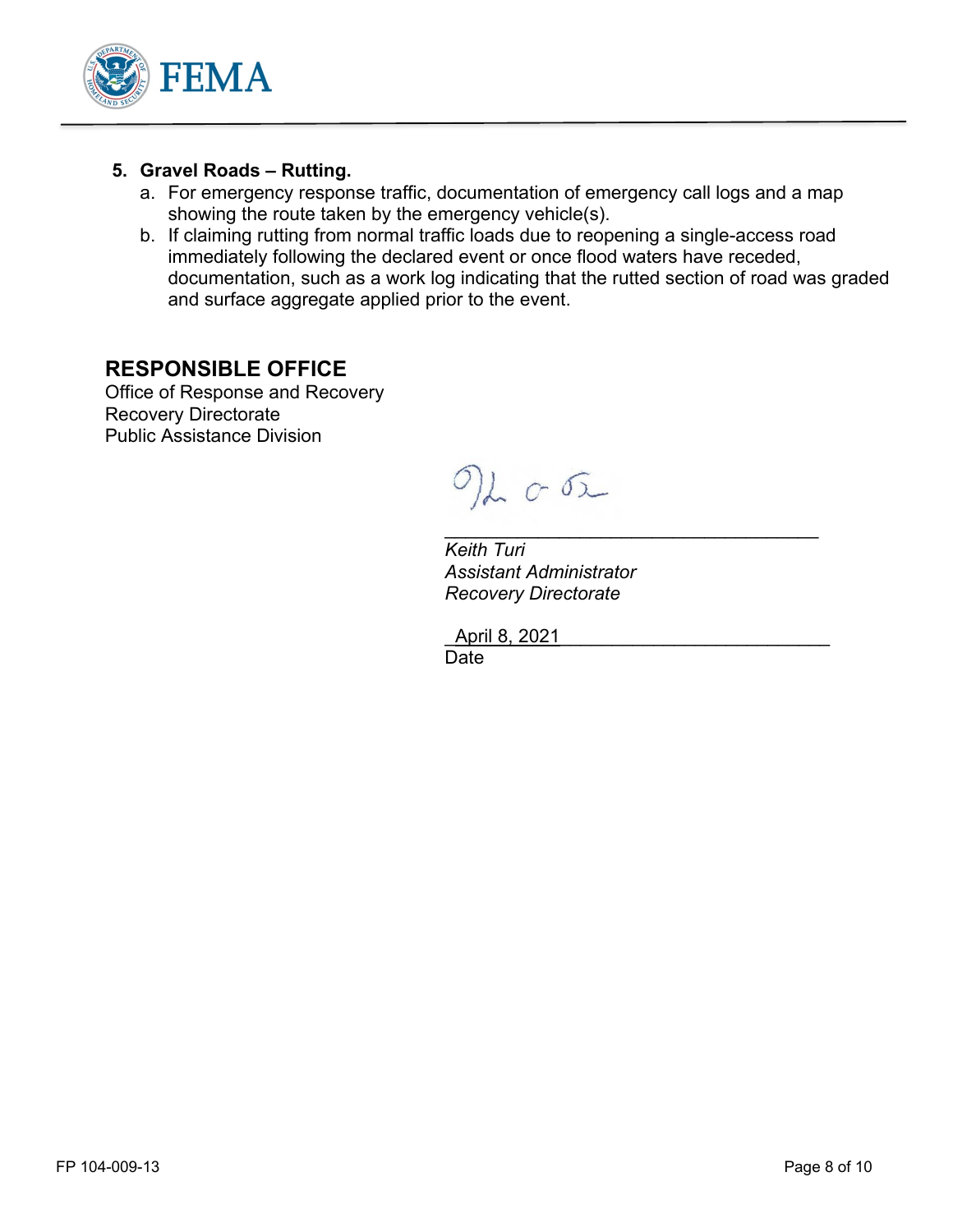5. **Gravel Roads – Rutting.**
   a. For emergency response traffic, documentation of emergency call logs and a map showing the route taken by the emergency vehicle(s).
   b. If claiming rutting from normal traffic loads due to reopening a single-access road immediately following the declared event or once flood waters have receded, documentation, such as a work log indicating that the rutted section of road was graded and surface aggregate applied prior to the event.

## RESPONSIBLE OFFICE

Office of Response and Recovery
Recovery Directorate
Public Assistance Division

_Keith Turi_
_Assistant Administrator_
_Recovery Directorate_

April 8, 2021
Date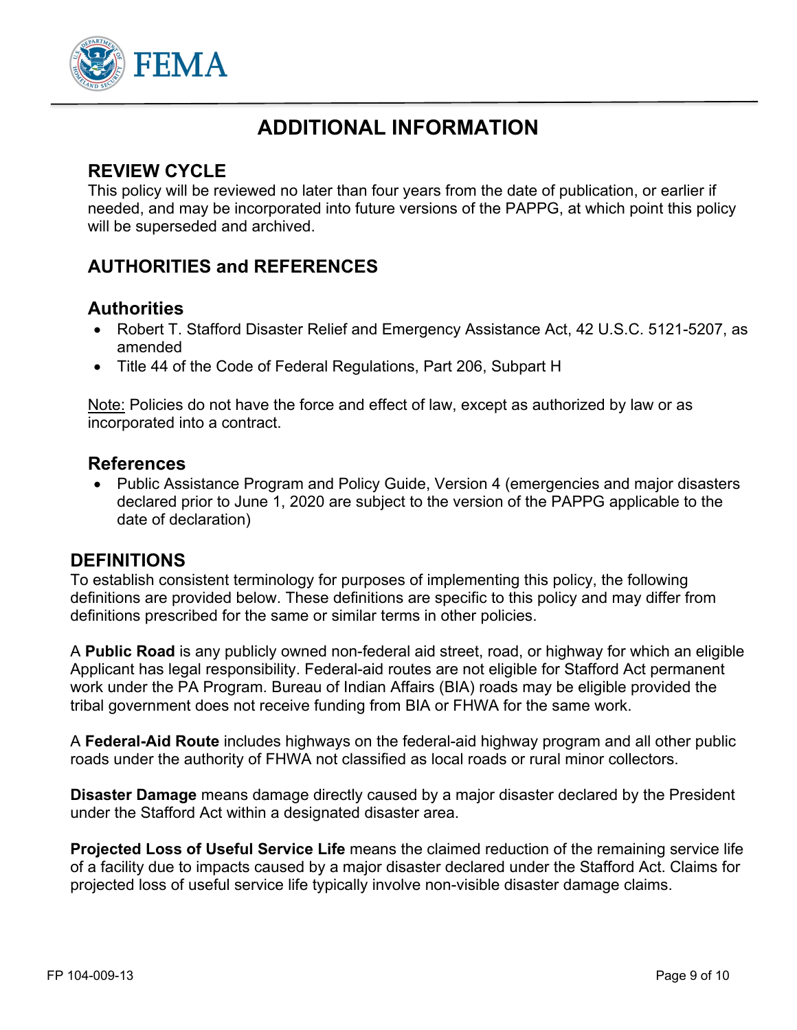# ADDITIONAL INFORMATION

## REVIEW CYCLE

This policy will be reviewed no later than four years from the date of publication, or earlier if needed, and may be incorporated into future versions of the PAPPG, at which point this policy will be superseded and archived.

## AUTHORITIES and REFERENCES

### Authorities

- Robert T. Stafford Disaster Relief and Emergency Assistance Act, 42 U.S.C. 5121-5207, as amended
- Title 44 of the Code of Federal Regulations, Part 206, Subpart H

Note: Policies do not have the force and effect of law, except as authorized by law or as incorporated into a contract.

### References

- Public Assistance Program and Policy Guide, Version 4 (emergencies and major disasters declared prior to June 1, 2020 are subject to the version of the PAPPG applicable to the date of declaration)

## DEFINITIONS

To establish consistent terminology for purposes of implementing this policy, the following definitions are provided below. These definitions are specific to this policy and may differ from definitions prescribed for the same or similar terms in other policies.

A **Public Road** is any publicly owned non-federal aid street, road, or highway for which an eligible Applicant has legal responsibility. Federal-aid routes are not eligible for Stafford Act permanent work under the PA Program. Bureau of Indian Affairs (BIA) roads may be eligible provided the tribal government does not receive funding from BIA or FHWA for the same work.

A **Federal-Aid Route** includes highways on the federal-aid highway program and all other public roads under the authority of FHWA not classified as local roads or rural minor collectors.

**Disaster Damage** means damage directly caused by a major disaster declared by the President under the Stafford Act within a designated disaster area.

**Projected Loss of Useful Service Life** means the claimed reduction of the remaining service life of a facility due to impacts caused by a major disaster declared under the Stafford Act. Claims for projected loss of useful service life typically involve non-visible disaster damage claims.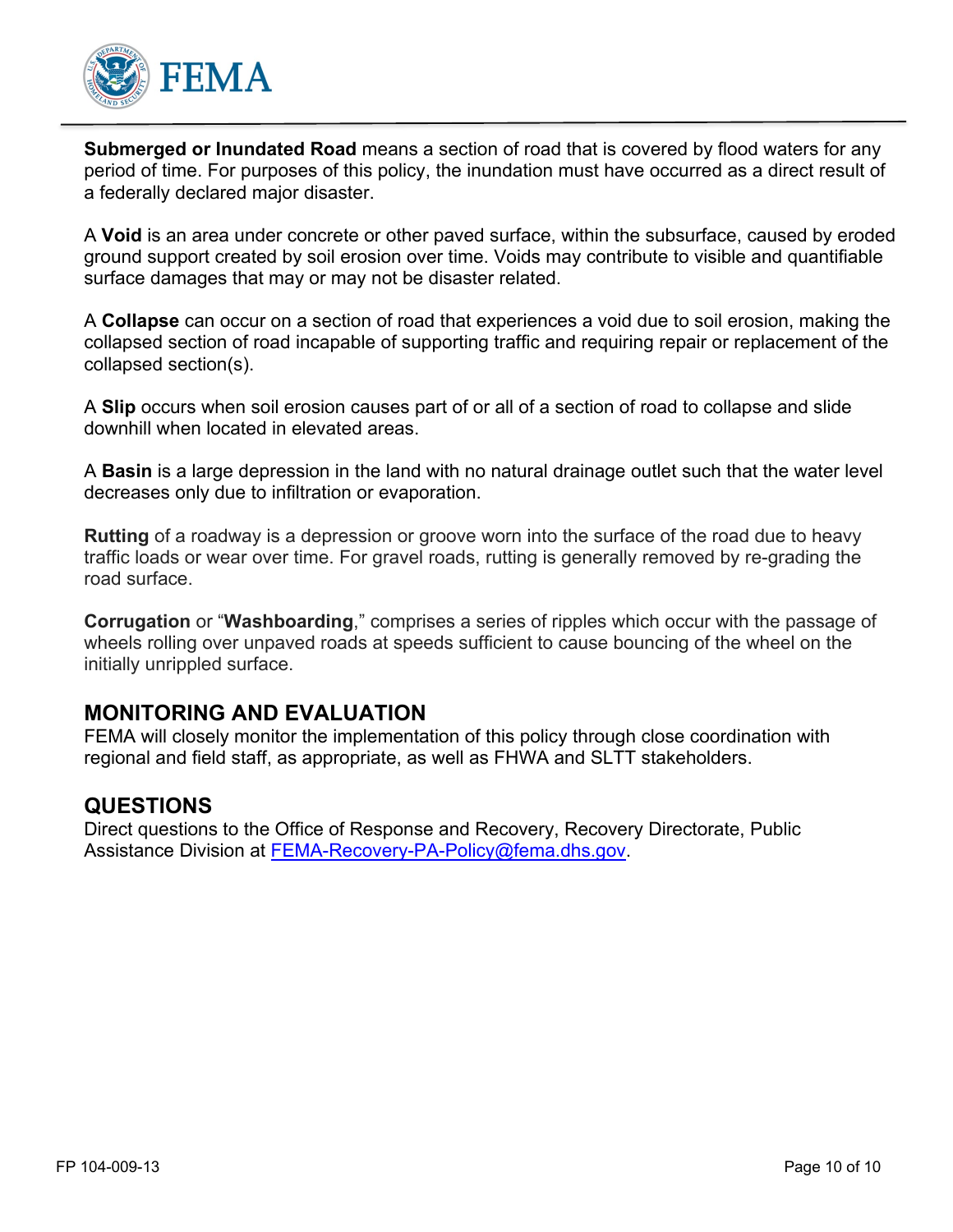**Submerged or Inundated Road** means a section of road that is covered by flood waters for any period of time. For purposes of this policy, the inundation must have occurred as a direct result of a federally declared major disaster.

A **Void** is an area under concrete or other paved surface, within the subsurface, caused by eroded ground support created by soil erosion over time. Voids may contribute to visible and quantifiable surface damages that may or may not be disaster related.

A **Collapse** can occur on a section of road that experiences a void due to soil erosion, making the collapsed section of road incapable of supporting traffic and requiring repair or replacement of the collapsed section(s).

A **Slip** occurs when soil erosion causes part of or all of a section of road to collapse and slide downhill when located in elevated areas.

A **Basin** is a large depression in the land with no natural drainage outlet such that the water level decreases only due to infiltration or evaporation.

**Rutting** of a roadway is a depression or groove worn into the surface of the road due to heavy traffic loads or wear over time. For gravel roads, rutting is generally removed by re-grading the road surface.

**Corrugation** or "**Washboarding**," comprises a series of ripples which occur with the passage of wheels rolling over unpaved roads at speeds sufficient to cause bouncing of the wheel on the initially unrippled surface.

## MONITORING AND EVALUATION

FEMA will closely monitor the implementation of this policy through close coordination with regional and field staff, as appropriate, as well as FHWA and SLTT stakeholders.

## QUESTIONS

Direct questions to the Office of Response and Recovery, Recovery Directorate, Public Assistance Division at FEMA-Recovery-PA-Policy@fema.dhs.gov.